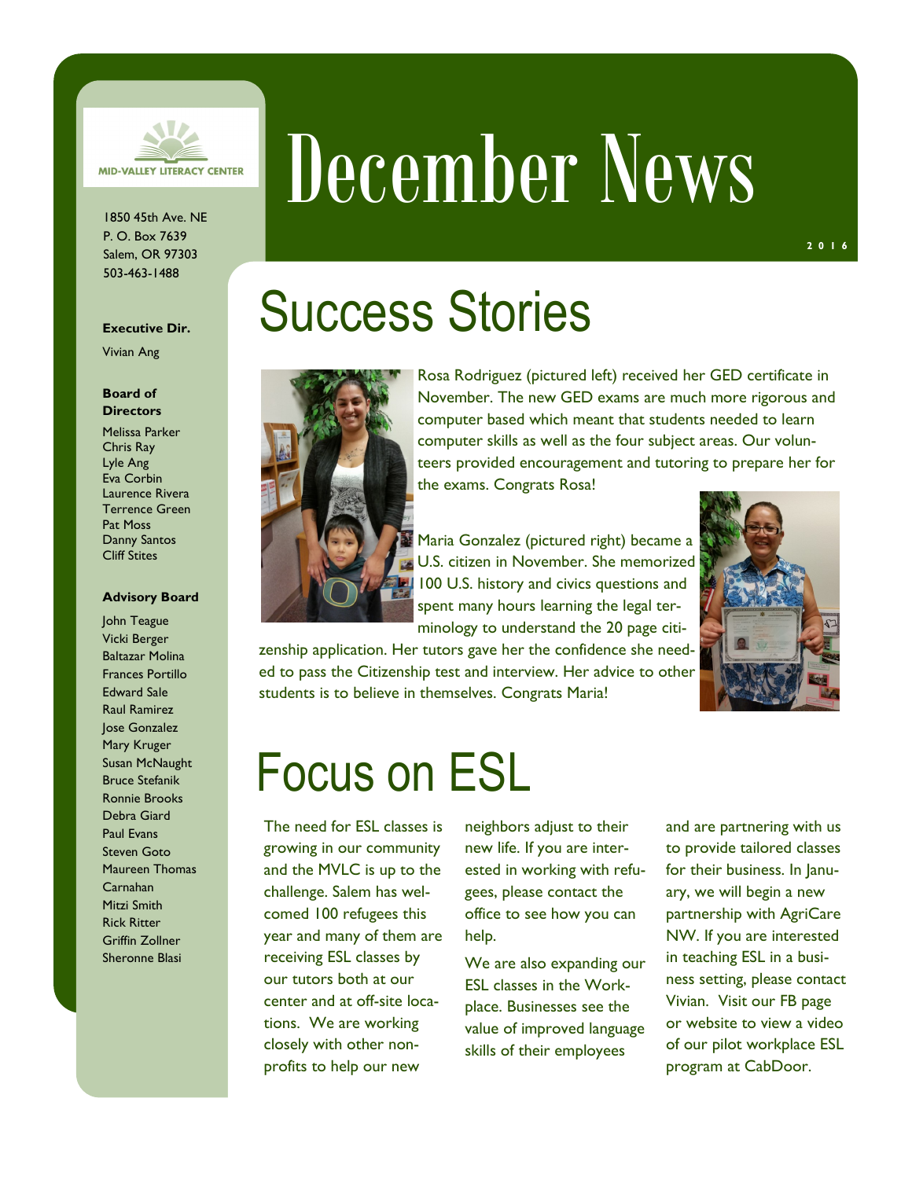# December News

2016

MID-VALLEY LITERACY CENTER

1850 45th Ave. NE
P. O. Box 7639
Salem, OR 97303
503-463-1488

**Executive Dir.**

Vivian Ang

**Board of Directors**

Melissa Parker
Chris Ray
Lyle Ang
Eva Corbin
Laurence Rivera
Terrence Green
Pat Moss
Danny Santos
Cliff Stites

**Advisory Board**

John Teague
Vicki Berger
Baltazar Molina
Frances Portillo
Edward Sale
Raul Ramirez
Jose Gonzalez
Mary Kruger
Susan McNaught
Bruce Stefanik
Ronnie Brooks
Debra Giard
Paul Evans
Steven Goto
Maureen Thomas
Carnahan
Mitzi Smith
Rick Ritter
Griffin Zollner
Sheronne Blasi

## Success Stories

Rosa Rodriguez (pictured left) received her GED certificate in November. The new GED exams are much more rigorous and computer based which meant that students needed to learn computer skills as well as the four subject areas. Our volunteers provided encouragement and tutoring to prepare her for the exams. Congrats Rosa!

Maria Gonzalez (pictured right) became a U.S. citizen in November. She memorized 100 U.S. history and civics questions and spent many hours learning the legal terminology to understand the 20 page citizenship application. Her tutors gave her the confidence she needed to pass the Citizenship test and interview. Her advice to other students is to believe in themselves. Congrats Maria!

## Focus on ESL

The need for ESL classes is growing in our community and the MVLC is up to the challenge. Salem has welcomed 100 refugees this year and many of them are receiving ESL classes by our tutors both at our center and at off-site locations. We are working closely with other non-profits to help our new neighbors adjust to their new life. If you are interested in working with refugees, please contact the office to see how you can help.

We are also expanding our ESL classes in the Workplace. Businesses see the value of improved language skills of their employees and are partnering with us to provide tailored classes for their business. In January, we will begin a new partnership with AgriCare NW. If you are interested in teaching ESL in a business setting, please contact Vivian. Visit our FB page or website to view a video of our pilot workplace ESL program at CabDoor.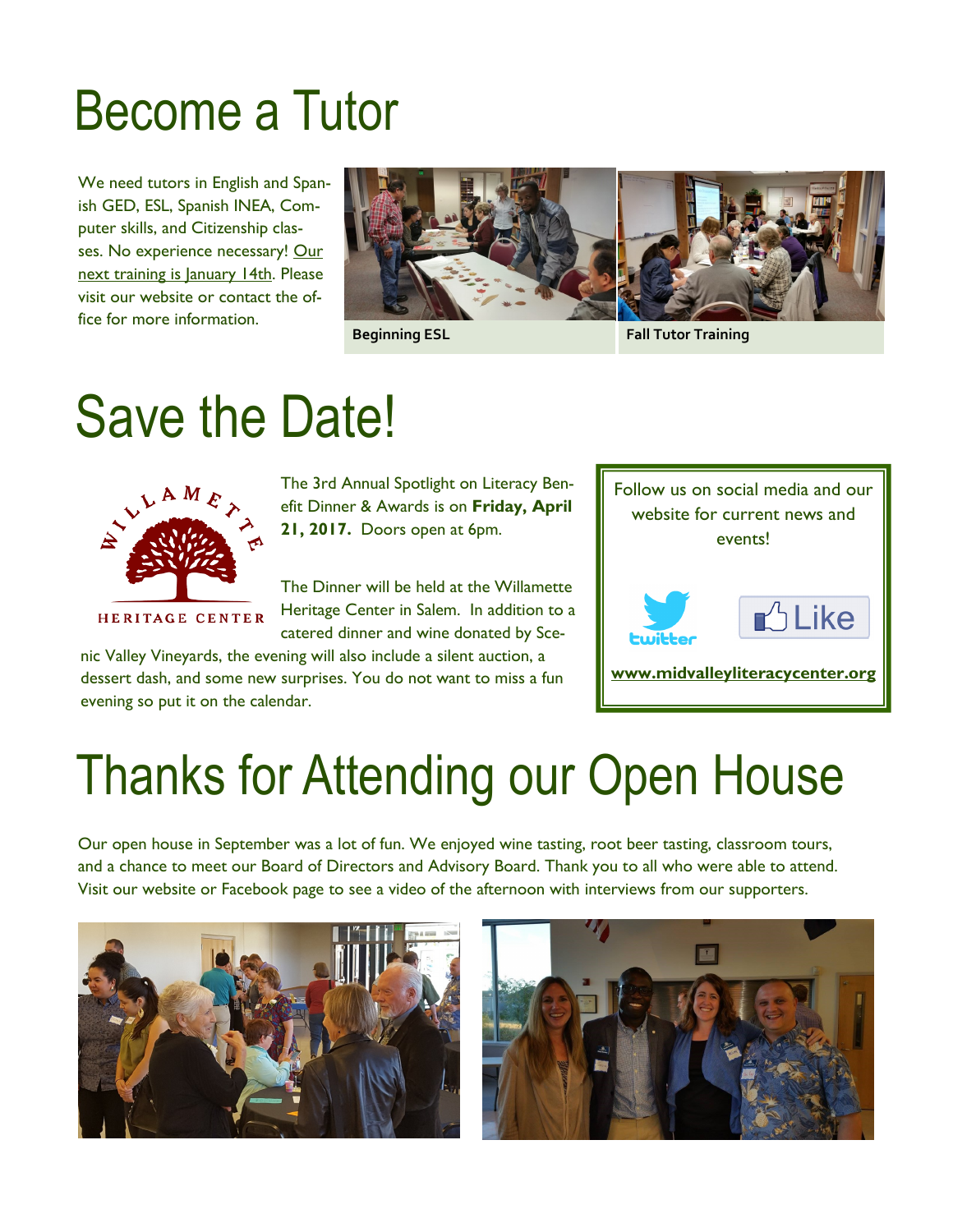# Become a Tutor

We need tutors in English and Spanish GED, ESL, Spanish INEA, Computer skills, and Citizenship classes. No experience necessary! Our next training is January 14th. Please visit our website or contact the office for more information.

Beginning ESL

Fall Tutor Training

# Save the Date!

WILLAMETTE HERITAGE CENTER

The 3rd Annual Spotlight on Literacy Benefit Dinner & Awards is on **Friday, April 21, 2017.** Doors open at 6pm.

The Dinner will be held at the Willamette Heritage Center in Salem. In addition to a catered dinner and wine donated by Scenic Valley Vineyards, the evening will also include a silent auction, a dessert dash, and some new surprises. You do not want to miss a fun evening so put it on the calendar.

Follow us on social media and our website for current news and events!

twitter

Like

**www.midvalleyliteracycenter.org**

# Thanks for Attending our Open House

Our open house in September was a lot of fun. We enjoyed wine tasting, root beer tasting, classroom tours, and a chance to meet our Board of Directors and Advisory Board. Thank you to all who were able to attend. Visit our website or Facebook page to see a video of the afternoon with interviews from our supporters.